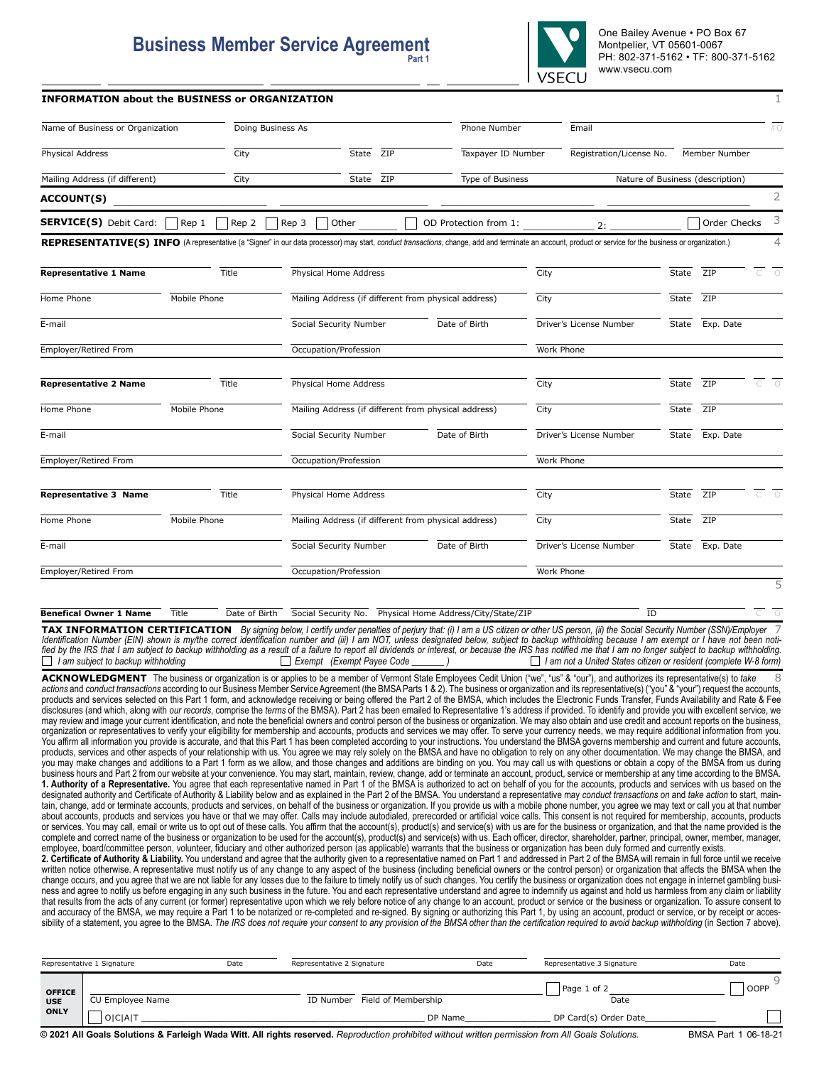# Business Member Service Agreement

Part 1

VSECU

One Bailey Avenue • PO Box 67
Montpelier, VT 05601-0067
PH: 802-371-5162 • TF: 800-371-5162
www.vsecu.com

**INFORMATION about the BUSINESS or ORGANIZATION** 1

| Name of Business or Organization | Doing Business As | | | Phone Number | Email | | #O |
|---|---|---|---|---|---|---|---|
| Physical Address | City | State | ZIP | Taxpayer ID Number | Registration/License No. | Member Number | |
| Mailing Address (if different) | City | State | ZIP | Type of Business | Nature of Business (description) | | |

**ACCOUNT(S)** 2

**SERVICE(S)** Debit Card: ☐ Rep 1 ☐ Rep 2 ☐ Rep 3 ☐ Other ______ ☐ OD Protection from 1: ______ 2: ______ ☐ Order Checks 3

**REPRESENTATIVE(S) INFO** (A representative (a "Signer" in our data processor) may start, *conduct transactions*, change, add and terminate an account, product or service for the business or organization.) 4

| **Representative 1 Name** | Title | Physical Home Address | | City | State | ZIP | C O |
|---|---|---|---|---|---|---|---|
| Home Phone | Mobile Phone | Mailing Address (if different from physical address) | | City | State | ZIP | |
| E-mail | | Social Security Number | Date of Birth | Driver's License Number | State | Exp. Date | |
| Employer/Retired From | | Occupation/Profession | | Work Phone | | | |

| **Representative 2 Name** | Title | Physical Home Address | | City | State | ZIP | C O |
|---|---|---|---|---|---|---|---|
| Home Phone | Mobile Phone | Mailing Address (if different from physical address) | | City | State | ZIP | |
| E-mail | | Social Security Number | Date of Birth | Driver's License Number | State | Exp. Date | |
| Employer/Retired From | | Occupation/Profession | | Work Phone | | | |

| **Representative 3 Name** | Title | Physical Home Address | | City | State | ZIP | C O |
|---|---|---|---|---|---|---|---|
| Home Phone | Mobile Phone | Mailing Address (if different from physical address) | | City | State | ZIP | |
| E-mail | | Social Security Number | Date of Birth | Driver's License Number | State | Exp. Date | |
| Employer/Retired From | | Occupation/Profession | | Work Phone | | | |

5

| **Benefical Owner 1 Name** | Title | Date of Birth | Social Security No. | Physical Home Address/City/State/ZIP | ID | C O |
|---|---|---|---|---|---|---|

**TAX INFORMATION CERTIFICATION** *By signing below, I certify under penalties of perjury that: (i) I am a US citizen or other US person, (ii) the Social Security Number (SSN)/Employer Identification Number (EIN) shown is my/the correct identification number and (iii) I am NOT, unless designated below, subject to backup withholding because I am exempt or I have not been notified by the IRS that I am subject to backup withholding as a result of a failure to report all dividends or interest, or because the IRS has notified me that I am no longer subject to backup withholding.* 7

☐ *I am subject to backup withholding* ☐ *Exempt (Exempt Payee Code ______ )* ☐ *I am not a United States citizen or resident (complete W-8 form)*

**ACKNOWLEDGMENT** The business or organization is or applies to be a member of Vermont State Employees Cedit Union ("we", "us" & "our"), and authorizes its representative(s) to *take actions* and *conduct transactions* according to our Business Member Service Agreement (the BMSA Parts 1 & 2). The business or organization and its representative(s) ("you" & "your") request the accounts, products and services selected on this Part 1 form, and acknowledge receiving or being offered the Part 2 of the BMSA, which includes the Electronic Funds Transfer, Funds Availability and Rate & Fee disclosures (and which, along with *our records*, comprise the *terms* of the BMSA). Part 2 has been emailed to Representative 1's address if provided. To identify and provide you with excellent service, we may review and image your current identification, and note the beneficial owners and control person of the business or organization. We may also obtain and use credit and account reports on the business, organization or representatives to verify your eligibility for membership and accounts, products and services we may offer. To serve your currency needs, we may require additional information from you. You affirm all information you provide is accurate, and that this Part 1 has been completed according to your instructions. You understand the BMSA governs membership and current and future accounts, products, services and other aspects of your relationship with us. You agree we may rely solely on the BMSA and have no obligation to rely on any other documentation. We may change the BMSA, and you may make changes and additions to a Part 1 form as we allow, and those changes and additions are binding on you. You may call us with questions or obtain a copy of the BMSA from us during business hours and Part 2 from our website at your convenience. You may start, maintain, review, change, add or terminate an account, product, service or membership at any time according to the BMSA. 8

**1. Authority of a Representative.** You agree that each representative named in Part 1 of the BMSA is authorized to act on behalf of you for the accounts, products and services with us based on the designated authority and Certificate of Authority & Liability below and as explained in the Part 2 of the BMSA. You understand a representative may *conduct transactions on* and *take action* to start, maintain, change, add or terminate accounts, products and services, on behalf of the business or organization. If you provide us with a mobile phone number, you agree we may text or call you at that number about accounts, products and services you have or that we may offer. Calls may include autodialed, prerecorded or artificial voice calls. This consent is not required for membership, accounts, products or services. You may call, email or write us to opt out of these calls. You affirm that the account(s), product(s) and service(s) with us are for the business or organization, and that the name provided is the complete and correct name of the business or organization to be used for the account(s), product(s) and service(s) with us. Each officer, director, shareholder, partner, principal, owner, member, manager, employee, board/committee person, volunteer, fiduciary and other authorized person (as applicable) warrants that the business or organization has been duly formed and currently exists.

**2. Certificate of Authority & Liability.** You understand and agree that the authority given to a representative named on Part 1 and addressed in Part 2 of the BMSA will remain in full force until we receive written notice otherwise. A representative must notify us of any change to any aspect of the business (including beneficial owners or the control person) or organization that affects the BMSA when the change occurs, and you agree that we are not liable for any losses due to the failure to timely notify us of such changes. You certify the business or organization does not engage in internet gambling business and agree to notify us before engaging in any such business in the future. You and each representative understand and agree to indemnify us against and hold us harmless from any claim or liability that results from the acts of any current (or former) representative upon which we rely before notice of any change to an account, product or service or the business or organization. To assure consent to and accuracy of the BMSA, we may require a Part 1 to be notarized or re-completed and re-signed. By signing or authorizing this Part 1, by using an account, product or service, or by receipt or accessibility of a statement, you agree to the BMSA. *The IRS does not require your consent to any provision of the BMSA other than the certification required to avoid backup withholding* (in Section 7 above).

| Representative 1 Signature | Date | Representative 2 Signature | Date | Representative 3 Signature | Date |
|---|---|---|---|---|---|

**OFFICE USE ONLY** 9

| CU Employee Name | ID Number | Field of Membership | ☐ Page 1 of 2 | Date | ☐ OOPP |
|---|---|---|---|---|---|
| ☐ O\|C\|A\|T | | DP Name | DP Card(s) Order Date | | ☐ |

**© 2021 All Goals Solutions & Farleigh Wada Witt. All rights reserved.** *Reproduction prohibited without written permission from All Goals Solutions.* BMSA Part 1 06-18-21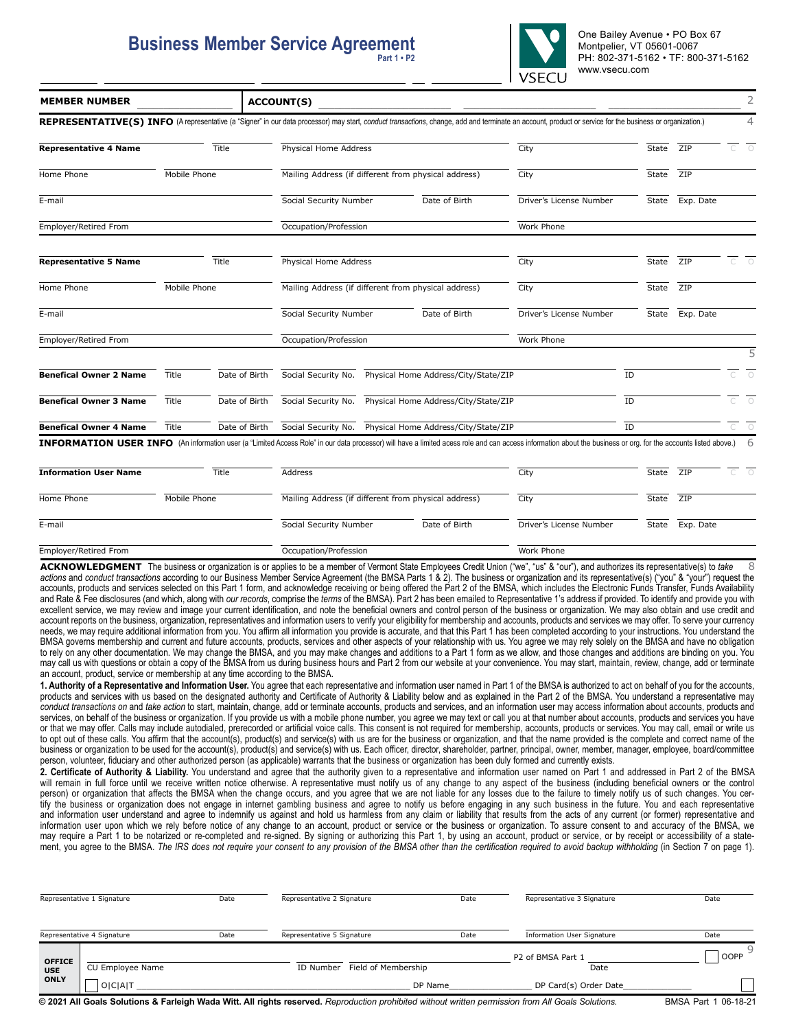# Business Member Service Agreement

Part 1 • P2

One Bailey Avenue • PO Box 67
Montpelier, VT 05601-0067
PH: 802-371-5162 • TF: 800-371-5162
www.vsecu.com

VSECU

**MEMBER NUMBER** | **ACCOUNT(S)** — 2

**REPRESENTATIVE(S) INFO** (A representative (a "Signer" in our data processor) may start, *conduct transactions*, change, add and terminate an account, product or service for the business or organization.) — 4

| | | | | | | | |
|---|---|---|---|---|---|---|---|
| **Representative 4 Name** | Title | Physical Home Address | | City | State | ZIP | C O |
| Home Phone | Mobile Phone | Mailing Address (if different from physical address) | | City | State | ZIP | |
| E-mail | | Social Security Number | Date of Birth | Driver's License Number | State | Exp. Date | |
| Employer/Retired From | | Occupation/Profession | | Work Phone | | | |
| **Representative 5 Name** | Title | Physical Home Address | | City | State | ZIP | C O |
| Home Phone | Mobile Phone | Mailing Address (if different from physical address) | | City | State | ZIP | |
| E-mail | | Social Security Number | Date of Birth | Driver's License Number | State | Exp. Date | |
| Employer/Retired From | | Occupation/Profession | | Work Phone | | | |

5

| | | | | | | |
|---|---|---|---|---|---|---|
| **Benefical Owner 2 Name** | Title | Date of Birth | Social Security No. | Physical Home Address/City/State/ZIP | ID | C O |
| **Benefical Owner 3 Name** | Title | Date of Birth | Social Security No. | Physical Home Address/City/State/ZIP | ID | C O |
| **Benefical Owner 4 Name** | Title | Date of Birth | Social Security No. | Physical Home Address/City/State/ZIP | ID | C O |

**INFORMATION USER INFO** (An information user (a "Limited Access Role" in our data processor) will have a limited acess role and can access information about the business or org. for the accounts listed above.) — 6

| | | | | | | | |
|---|---|---|---|---|---|---|---|
| **Information User Name** | Title | Address | | City | State | ZIP | C O |
| Home Phone | Mobile Phone | Mailing Address (if different from physical address) | | City | State | ZIP | |
| E-mail | | Social Security Number | Date of Birth | Driver's License Number | State | Exp. Date | |
| Employer/Retired From | | Occupation/Profession | | Work Phone | | | |

**ACKNOWLEDGMENT** The business or organization is or applies to be a member of Vermont State Employees Credit Union ("we", "us" & "our"), and authorizes its representative(s) to *take actions* and *conduct transactions* according to our Business Member Service Agreement (the BMSA Parts 1 & 2). The business or organization and its representative(s) ("you" & "your") request the accounts, products and services selected on this Part 1 form, and acknowledge receiving or being offered the Part 2 of the BMSA, which includes the Electronic Funds Transfer, Funds Availability and Rate & Fee disclosures (and which, along with *our records*, comprise the *terms* of the BMSA). Part 2 has been emailed to Representative 1's address if provided. To identify and provide you with excellent service, we may review and image your current identification, and note the beneficial owners and control person of the business or organization. We may also obtain and use credit and account reports on the business, organization, representatives and information users to verify your eligibility for membership and accounts, products and services we may offer. To serve your currency needs, we may require additional information from you. You affirm all information you provide is accurate, and that this Part 1 has been completed according to your instructions. You understand the BMSA governs membership and current and future accounts, products, services and other aspects of your relationship with us. You agree we may rely solely on the BMSA and have no obligation to rely on any other documentation. We may change the BMSA, and you may make changes and additions to a Part 1 form as we allow, and those changes and additions are binding on you. You may call us with questions or obtain a copy of the BMSA from us during business hours and Part 2 from our website at your convenience. You may start, maintain, review, change, add or terminate an account, product, service or membership at any time according to the BMSA. — 8

**1. Authority of a Representative and Information User.** You agree that each representative and information user named in Part 1 of the BMSA is authorized to act on behalf of you for the accounts, products and services with us based on the designated authority and Certificate of Authority & Liability below and as explained in the Part 2 of the BMSA. You understand a representative may *conduct transactions on* and *take action* to start, maintain, change, add or terminate accounts, products and services, and an information user may access information about accounts, products and services, on behalf of the business or organization. If you provide us with a mobile phone number, you agree we may text or call you at that number about accounts, products and services you have or that we may offer. Calls may include autodialed, prerecorded or artificial voice calls. This consent is not required for membership, accounts, products or services. You may call, email or write us to opt out of these calls. You affirm that the account(s), product(s) and service(s) with us are for the business or organization, and that the name provided is the complete and correct name of the business or organization to be used for the account(s), product(s) and service(s) with us. Each officer, director, shareholder, partner, principal, owner, member, manager, employee, board/committee person, volunteer, fiduciary and other authorized person (as applicable) warrants that the business or organization has been duly formed and currently exists.

**2. Certificate of Authority & Liability.** You understand and agree that the authority given to a representative and information user named on Part 1 and addressed in Part 2 of the BMSA will remain in full force until we receive written notice otherwise. A representative must notify us of any change to any aspect of the business (including beneficial owners or the control person) or organization that affects the BMSA when the change occurs, and you agree that we are not liable for any losses due to the failure to timely notify us of such changes. You certify the business or organization does not engage in internet gambling business and agree to notify us before engaging in any such business in the future. You and each representative and information user understand and agree to indemnify us against and hold us harmless from any claim or liability that results from the acts of any current (or former) representative and information user upon which we rely before notice of any change to an account, product or service or the business or organization. To assure consent to and accuracy of the BMSA, we may require a Part 1 to be notarized or re-completed and re-signed. By signing or authorizing this Part 1, by using an account, product or service, or by receipt or accessibility of a statement, you agree to the BMSA. *The IRS does not require your consent to any provision of the BMSA other than the certification required to avoid backup withholding* (in Section 7 on page 1).

| | | | | | |
|---|---|---|---|---|---|
| Representative 1 Signature | Date | Representative 2 Signature | Date | Representative 3 Signature | Date |
| Representative 4 Signature | Date | Representative 5 Signature | Date | Information User Signature | Date |

**OFFICE USE ONLY** — 9

CU Employee Name | ID Number | Field of Membership | P2 of BMSA Part 1 | Date | OOPP

O|C|A|T | DP Name | DP Card(s) Order Date

**© 2021 All Goals Solutions & Farleigh Wada Witt. All rights reserved.** *Reproduction prohibited without written permission from All Goals Solutions.* BMSA Part 1 06-18-21